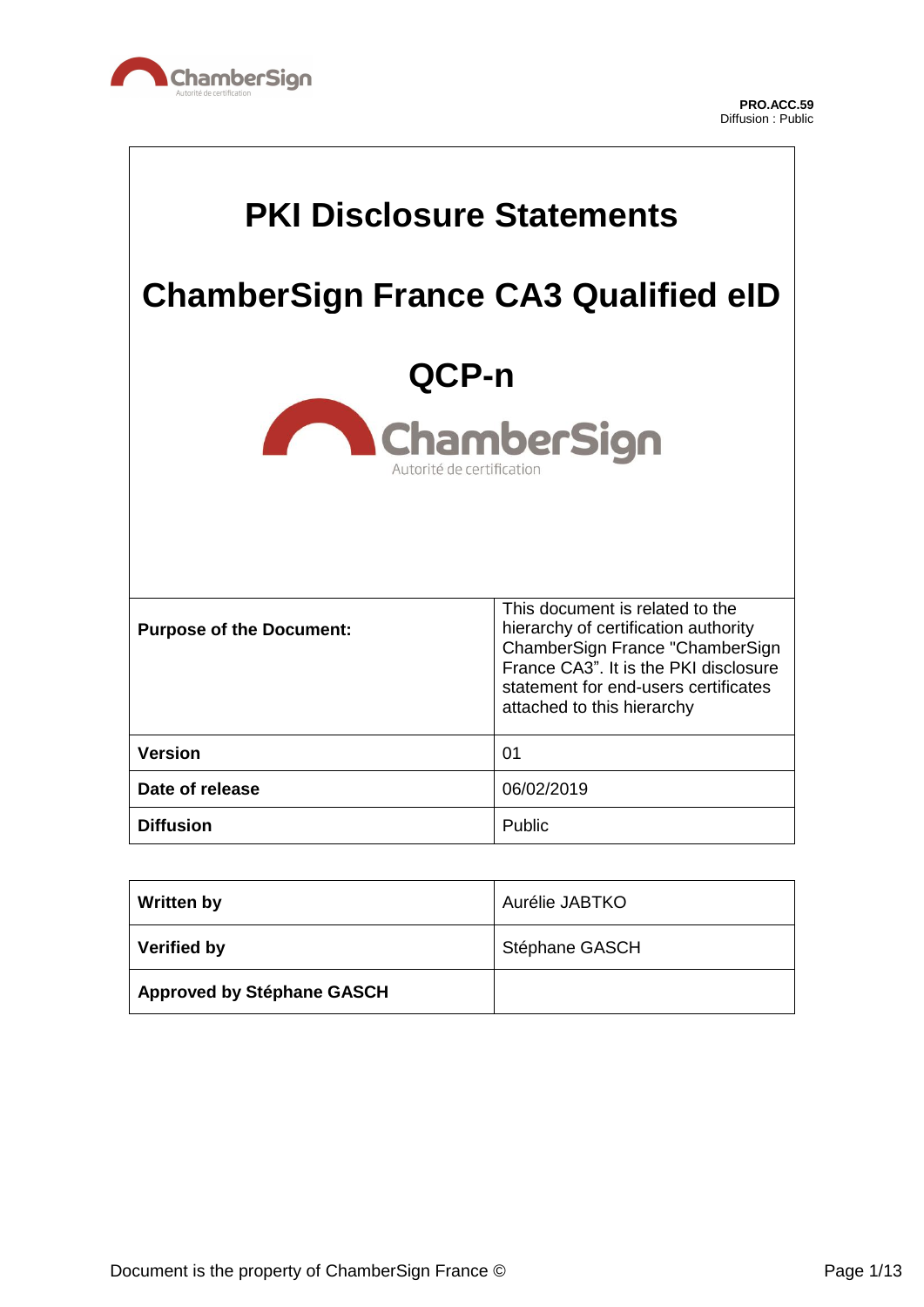PRO.ACC.59
Diffusion : Public

# PKI Disclosure Statements

# ChamberSign France CA3 Qualified eID

# QCP-n

| | |
|---|---|
| **Purpose of the Document:** | This document is related to the hierarchy of certification authority ChamberSign France "ChamberSign France CA3". It is the PKI disclosure statement for end-users certificates attached to this hierarchy |
| **Version** | 01 |
| **Date of release** | 06/02/2019 |
| **Diffusion** | Public |

| | |
|---|---|
| **Written by** | Aurélie JABTKO |
| **Verified by** | Stéphane GASCH |
| **Approved by Stéphane GASCH** | |

Document is the property of ChamberSign France ©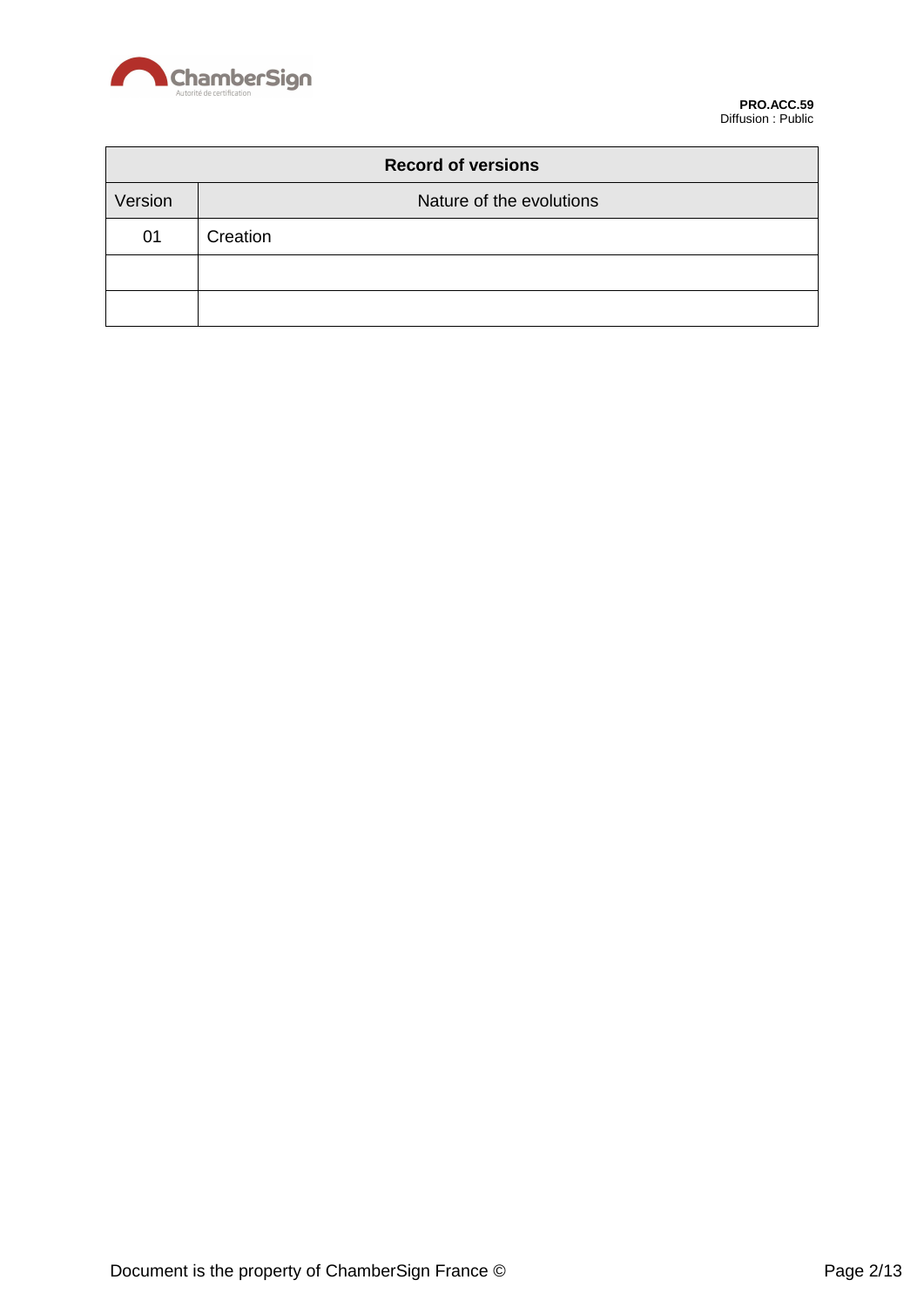| Record of versions | |
|---|---|
| Version | Nature of the evolutions |
| 01 | Creation |
| | |
| | |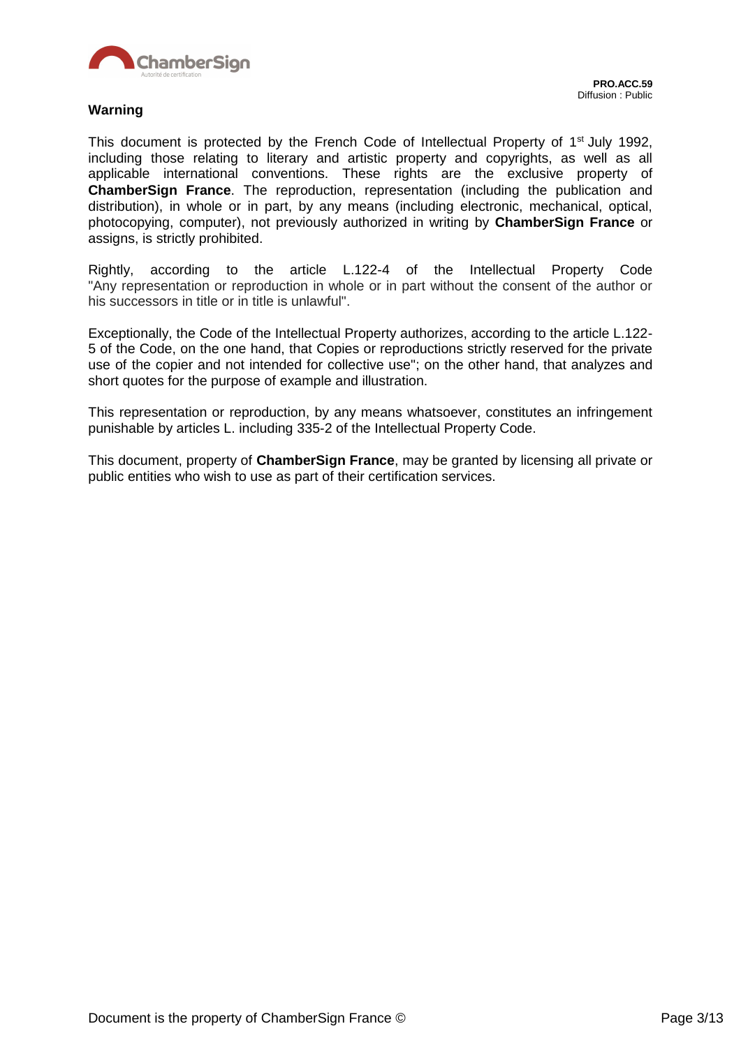**Warning**

This document is protected by the French Code of Intellectual Property of 1st July 1992, including those relating to literary and artistic property and copyrights, as well as all applicable international conventions. These rights are the exclusive property of **ChamberSign France**. The reproduction, representation (including the publication and distribution), in whole or in part, by any means (including electronic, mechanical, optical, photocopying, computer), not previously authorized in writing by **ChamberSign France** or assigns, is strictly prohibited.

Rightly, according to the article L.122-4 of the Intellectual Property Code "Any representation or reproduction in whole or in part without the consent of the author or his successors in title or in title is unlawful".

Exceptionally, the Code of the Intellectual Property authorizes, according to the article L.122-5 of the Code, on the one hand, that Copies or reproductions strictly reserved for the private use of the copier and not intended for collective use"; on the other hand, that analyzes and short quotes for the purpose of example and illustration.

This representation or reproduction, by any means whatsoever, constitutes an infringement punishable by articles L. including 335-2 of the Intellectual Property Code.

This document, property of **ChamberSign France**, may be granted by licensing all private or public entities who wish to use as part of their certification services.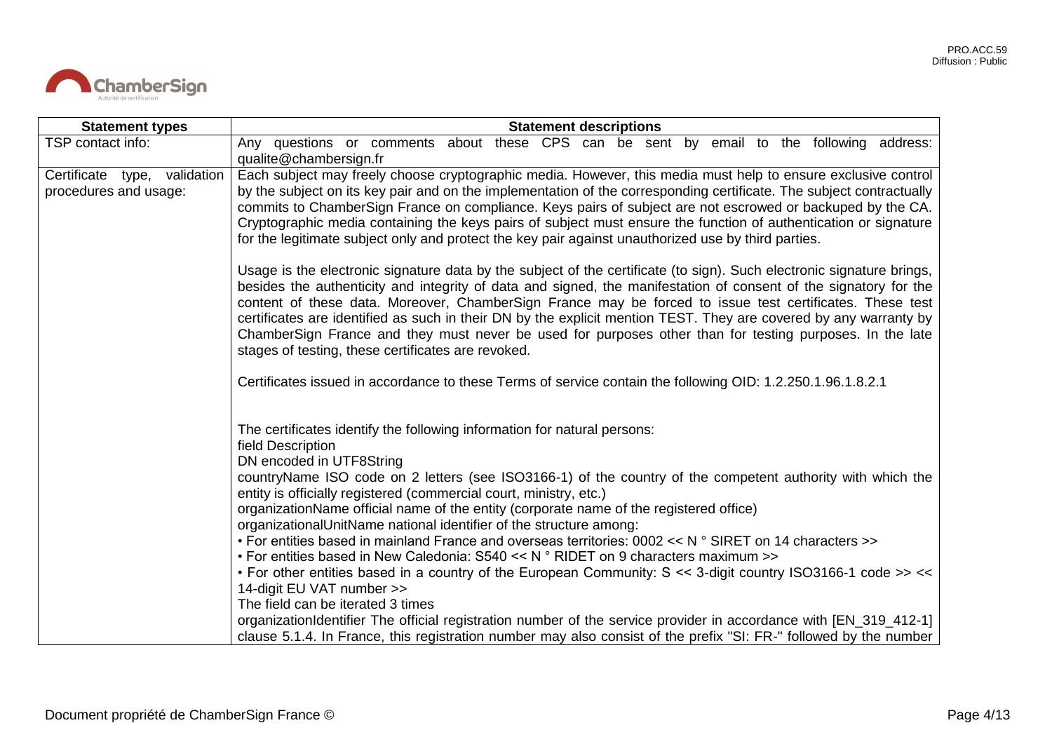| Statement types | Statement descriptions |
|---|---|
| TSP contact info: | Any questions or comments about these CPS can be sent by email to the following address: qualite@chambersign.fr |
| Certificate type, validation procedures and usage: | Each subject may freely choose cryptographic media. However, this media must help to ensure exclusive control by the subject on its key pair and on the implementation of the corresponding certificate. The subject contractually commits to ChamberSign France on compliance. Keys pairs of subject are not escrowed or backuped by the CA. Cryptographic media containing the keys pairs of subject must ensure the function of authentication or signature for the legitimate subject only and protect the key pair against unauthorized use by third parties.<br><br>Usage is the electronic signature data by the subject of the certificate (to sign). Such electronic signature brings, besides the authenticity and integrity of data and signed, the manifestation of consent of the signatory for the content of these data. Moreover, ChamberSign France may be forced to issue test certificates. These test certificates are identified as such in their DN by the explicit mention TEST. They are covered by any warranty by ChamberSign France and they must never be used for purposes other than for testing purposes. In the late stages of testing, these certificates are revoked.<br><br>Certificates issued in accordance to these Terms of service contain the following OID: 1.2.250.1.96.1.8.2.1<br><br>The certificates identify the following information for natural persons:<br>field Description<br>DN encoded in UTF8String<br>countryName ISO code on 2 letters (see ISO3166-1) of the country of the competent authority with which the entity is officially registered (commercial court, ministry, etc.)<br>organizationName official name of the entity (corporate name of the registered office)<br>organizationalUnitName national identifier of the structure among:<br>• For entities based in mainland France and overseas territories: 0002 << N ° SIRET on 14 characters >><br>• For entities based in New Caledonia: S540 << N ° RIDET on 9 characters maximum >><br>• For other entities based in a country of the European Community: S << 3-digit country ISO3166-1 code >> << 14-digit EU VAT number >><br>The field can be iterated 3 times<br>organizationIdentifier The official registration number of the service provider in accordance with [EN_319_412-1] clause 5.1.4. In France, this registration number may also consist of the prefix "SI: FR-" followed by the number |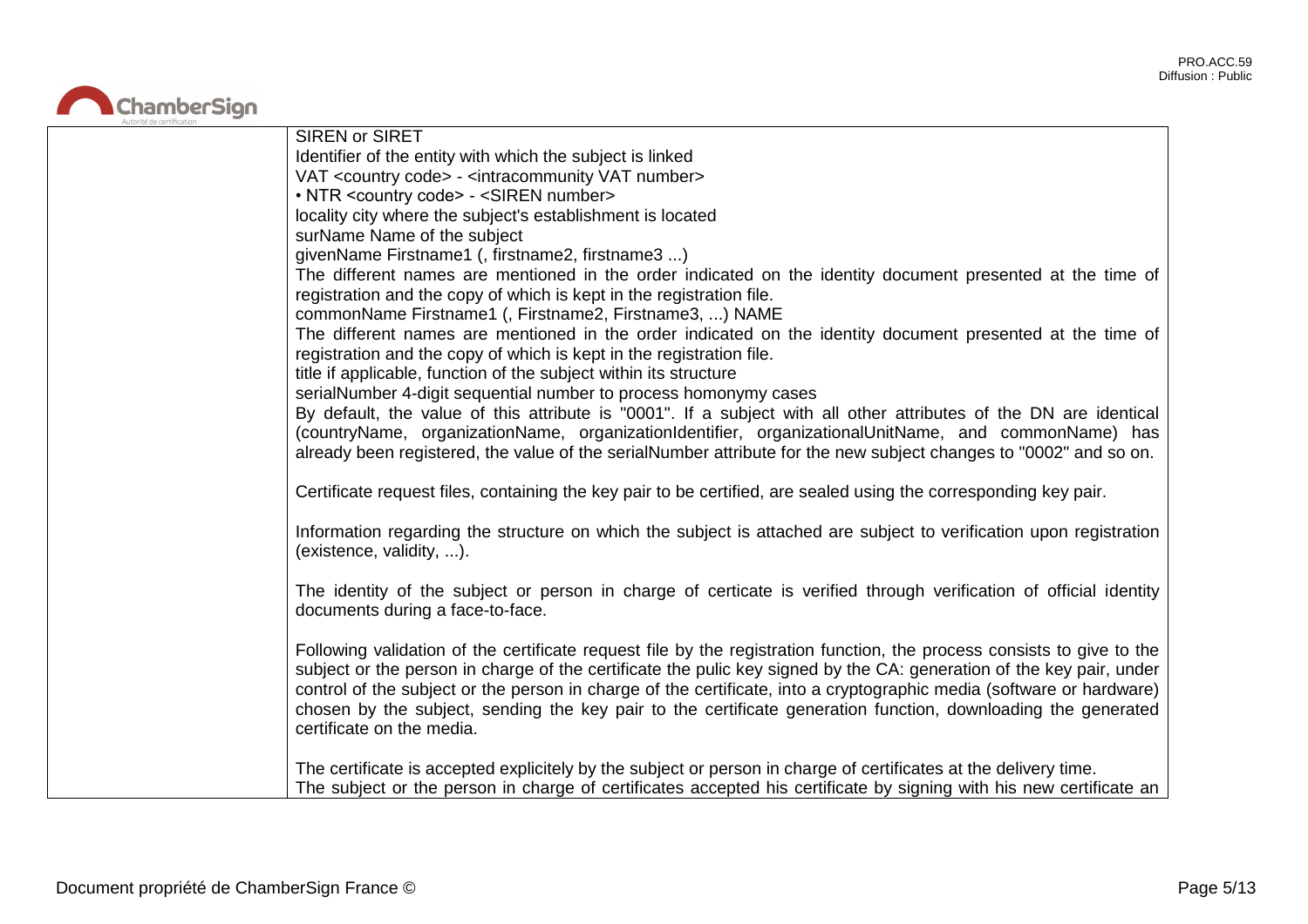| | |
|---|---|
| | SIREN or SIRET<br>Identifier of the entity with which the subject is linked<br>VAT <country code> - <intracommunity VAT number><br>• NTR <country code> - <SIREN number><br>locality city where the subject's establishment is located<br>surName Name of the subject<br>givenName Firstname1 (, firstname2, firstname3 ...)<br>The different names are mentioned in the order indicated on the identity document presented at the time of registration and the copy of which is kept in the registration file.<br>commonName Firstname1 (, Firstname2, Firstname3, ...) NAME<br>The different names are mentioned in the order indicated on the identity document presented at the time of registration and the copy of which is kept in the registration file.<br>title if applicable, function of the subject within its structure<br>serialNumber 4-digit sequential number to process homonymy cases<br>By default, the value of this attribute is "0001". If a subject with all other attributes of the DN are identical (countryName, organizationName, organizationIdentifier, organizationalUnitName, and commonName) has already been registered, the value of the serialNumber attribute for the new subject changes to "0002" and so on.<br><br>Certificate request files, containing the key pair to be certified, are sealed using the corresponding key pair.<br><br>Information regarding the structure on which the subject is attached are subject to verification upon registration (existence, validity, ...).<br><br>The identity of the subject or person in charge of certicate is verified through verification of official identity documents during a face-to-face.<br><br>Following validation of the certificate request file by the registration function, the process consists to give to the subject or the person in charge of the certificate the pulic key signed by the CA: generation of the key pair, under control of the subject or the person in charge of the certificate, into a cryptographic media (software or hardware) chosen by the subject, sending the key pair to the certificate generation function, downloading the generated certificate on the media.<br><br>The certificate is accepted explicitely by the subject or person in charge of certificates at the delivery time.<br>The subject or the person in charge of certificates accepted his certificate by signing with his new certificate an |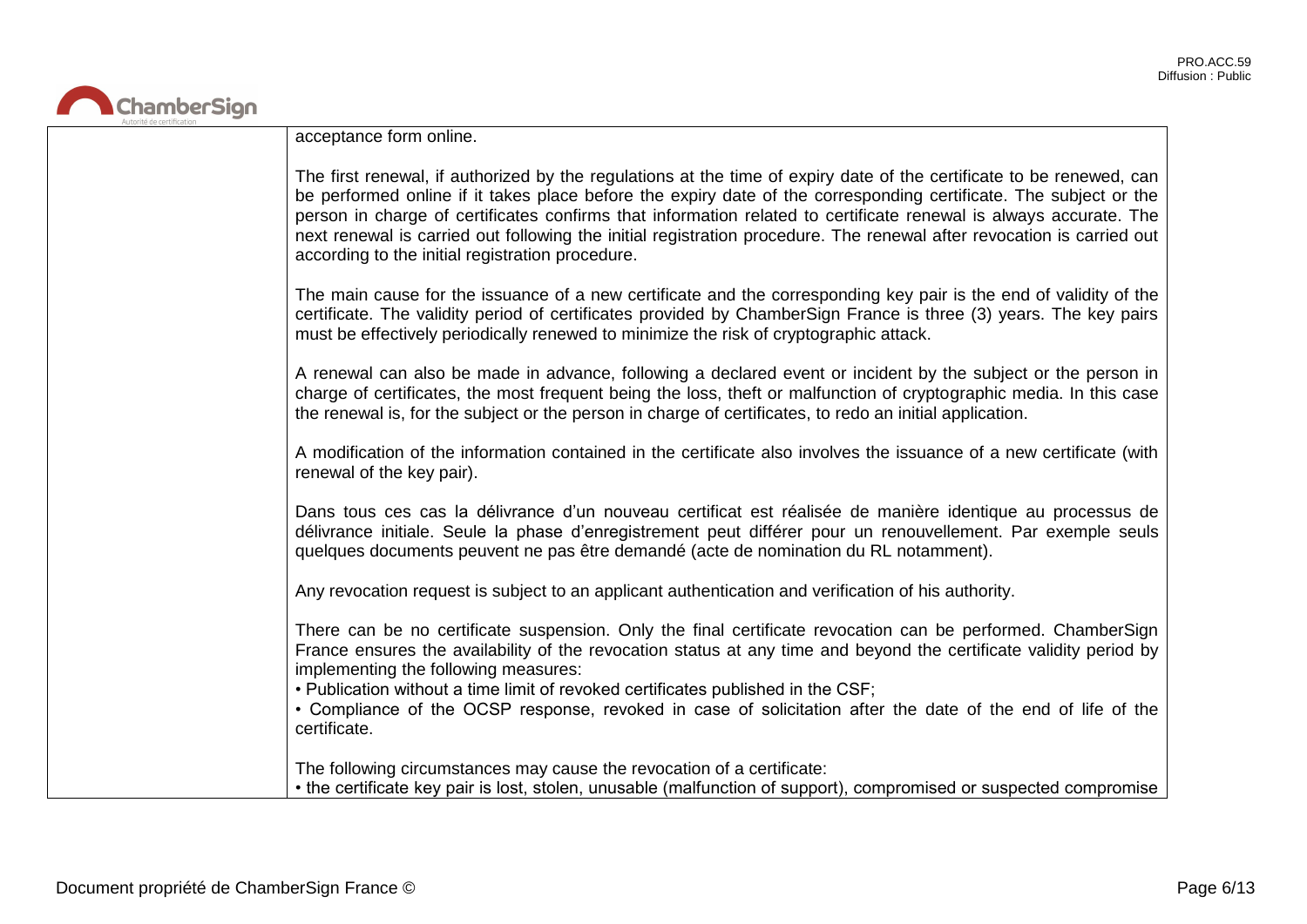| | |
|---|---|
| | acceptance form online.<br><br>The first renewal, if authorized by the regulations at the time of expiry date of the certificate to be renewed, can be performed online if it takes place before the expiry date of the corresponding certificate. The subject or the person in charge of certificates confirms that information related to certificate renewal is always accurate. The next renewal is carried out following the initial registration procedure. The renewal after revocation is carried out according to the initial registration procedure.<br><br>The main cause for the issuance of a new certificate and the corresponding key pair is the end of validity of the certificate. The validity period of certificates provided by ChamberSign France is three (3) years. The key pairs must be effectively periodically renewed to minimize the risk of cryptographic attack.<br><br>A renewal can also be made in advance, following a declared event or incident by the subject or the person in charge of certificates, the most frequent being the loss, theft or malfunction of cryptographic media. In this case the renewal is, for the subject or the person in charge of certificates, to redo an initial application.<br><br>A modification of the information contained in the certificate also involves the issuance of a new certificate (with renewal of the key pair).<br><br>Dans tous ces cas la délivrance d'un nouveau certificat est réalisée de manière identique au processus de délivrance initiale. Seule la phase d'enregistrement peut différer pour un renouvellement. Par exemple seuls quelques documents peuvent ne pas être demandé (acte de nomination du RL notamment).<br><br>Any revocation request is subject to an applicant authentication and verification of his authority.<br><br>There can be no certificate suspension. Only the final certificate revocation can be performed. ChamberSign France ensures the availability of the revocation status at any time and beyond the certificate validity period by implementing the following measures:<br>• Publication without a time limit of revoked certificates published in the CSF;<br>• Compliance of the OCSP response, revoked in case of solicitation after the date of the end of life of the certificate.<br><br>The following circumstances may cause the revocation of a certificate:<br>• the certificate key pair is lost, stolen, unusable (malfunction of support), compromised or suspected compromise |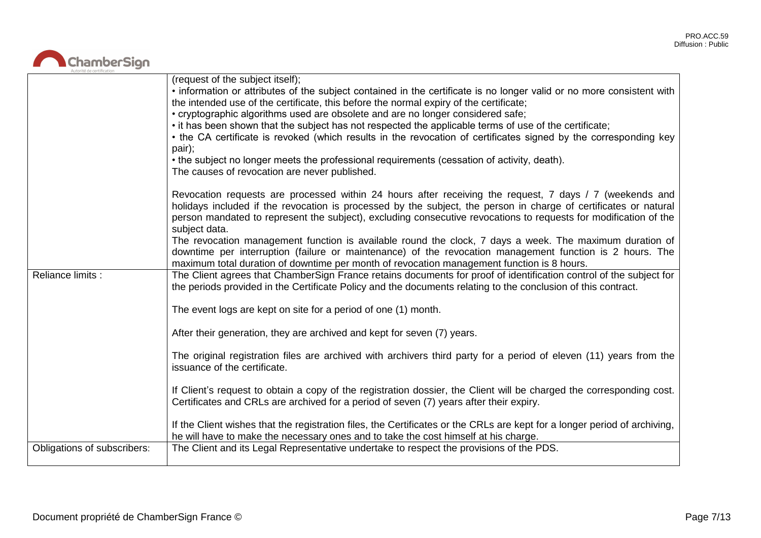| | |
|---|---|
| | (request of the subject itself);<br>• information or attributes of the subject contained in the certificate is no longer valid or no more consistent with the intended use of the certificate, this before the normal expiry of the certificate;<br>• cryptographic algorithms used are obsolete and are no longer considered safe;<br>• it has been shown that the subject has not respected the applicable terms of use of the certificate;<br>• the CA certificate is revoked (which results in the revocation of certificates signed by the corresponding key pair);<br>• the subject no longer meets the professional requirements (cessation of activity, death).<br>The causes of revocation are never published.<br><br>Revocation requests are processed within 24 hours after receiving the request, 7 days / 7 (weekends and holidays included if the revocation is processed by the subject, the person in charge of certificates or natural person mandated to represent the subject), excluding consecutive revocations to requests for modification of the subject data.<br>The revocation management function is available round the clock, 7 days a week. The maximum duration of downtime per interruption (failure or maintenance) of the revocation management function is 2 hours. The maximum total duration of downtime per month of revocation management function is 8 hours. |
| Reliance limits : | The Client agrees that ChamberSign France retains documents for proof of identification control of the subject for the periods provided in the Certificate Policy and the documents relating to the conclusion of this contract.<br><br>The event logs are kept on site for a period of one (1) month.<br><br>After their generation, they are archived and kept for seven (7) years.<br><br>The original registration files are archived with archivers third party for a period of eleven (11) years from the issuance of the certificate.<br><br>If Client's request to obtain a copy of the registration dossier, the Client will be charged the corresponding cost. Certificates and CRLs are archived for a period of seven (7) years after their expiry.<br><br>If the Client wishes that the registration files, the Certificates or the CRLs are kept for a longer period of archiving, he will have to make the necessary ones and to take the cost himself at his charge. |
| Obligations of subscribers: | The Client and its Legal Representative undertake to respect the provisions of the PDS. |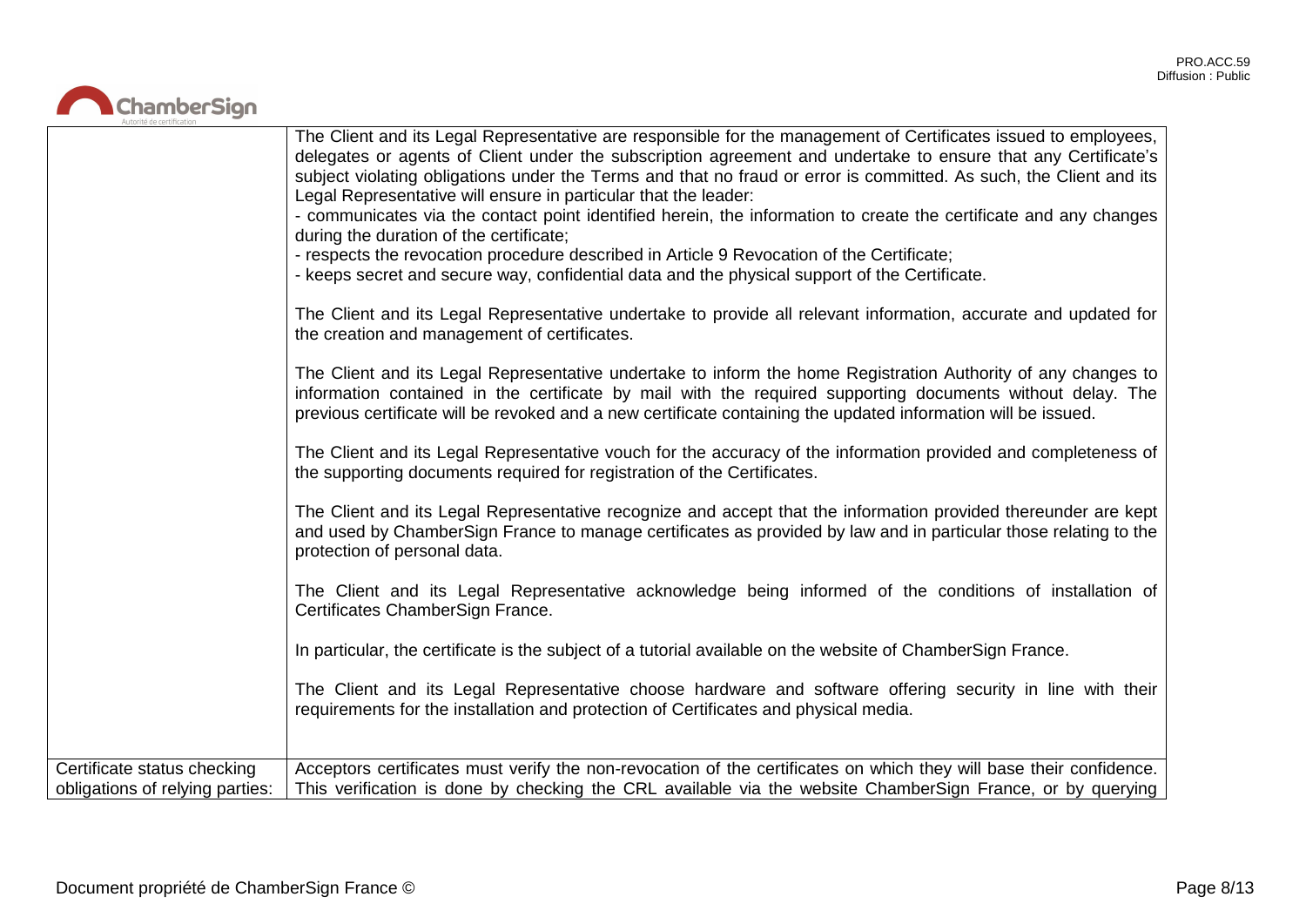| | |
|---|---|
| | The Client and its Legal Representative are responsible for the management of Certificates issued to employees, delegates or agents of Client under the subscription agreement and undertake to ensure that any Certificate's subject violating obligations under the Terms and that no fraud or error is committed. As such, the Client and its Legal Representative will ensure in particular that the leader:<br>- communicates via the contact point identified herein, the information to create the certificate and any changes during the duration of the certificate;<br>- respects the revocation procedure described in Article 9 Revocation of the Certificate;<br>- keeps secret and secure way, confidential data and the physical support of the Certificate.<br><br>The Client and its Legal Representative undertake to provide all relevant information, accurate and updated for the creation and management of certificates.<br><br>The Client and its Legal Representative undertake to inform the home Registration Authority of any changes to information contained in the certificate by mail with the required supporting documents without delay. The previous certificate will be revoked and a new certificate containing the updated information will be issued.<br><br>The Client and its Legal Representative vouch for the accuracy of the information provided and completeness of the supporting documents required for registration of the Certificates.<br><br>The Client and its Legal Representative recognize and accept that the information provided thereunder are kept and used by ChamberSign France to manage certificates as provided by law and in particular those relating to the protection of personal data.<br><br>The Client and its Legal Representative acknowledge being informed of the conditions of installation of Certificates ChamberSign France.<br><br>In particular, the certificate is the subject of a tutorial available on the website of ChamberSign France.<br><br>The Client and its Legal Representative choose hardware and software offering security in line with their requirements for the installation and protection of Certificates and physical media. |
| Certificate status checking obligations of relying parties: | Acceptors certificates must verify the non-revocation of the certificates on which they will base their confidence. This verification is done by checking the CRL available via the website ChamberSign France, or by querying |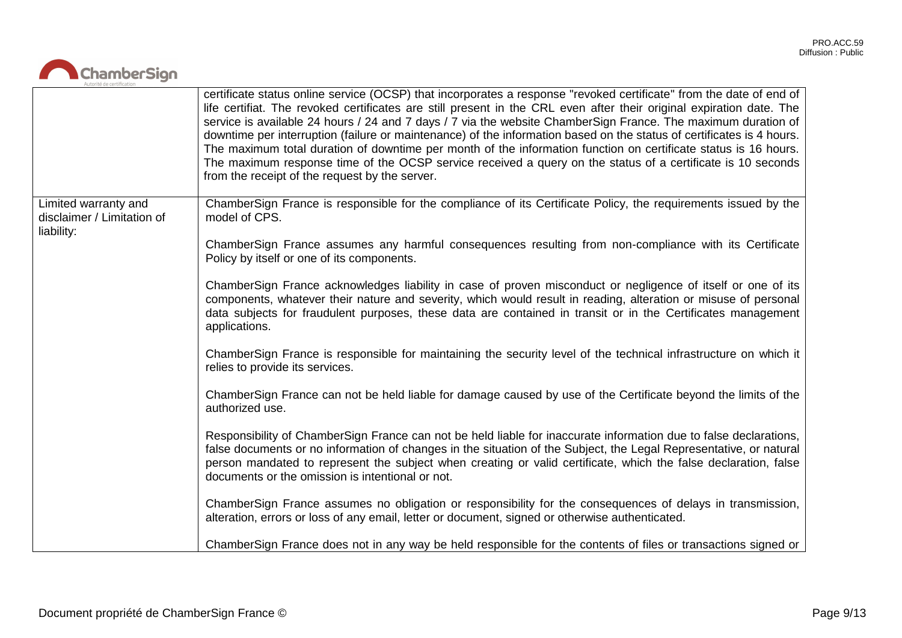| | |
|---|---|
| | certificate status online service (OCSP) that incorporates a response "revoked certificate" from the date of end of life certifiat. The revoked certificates are still present in the CRL even after their original expiration date. The service is available 24 hours / 24 and 7 days / 7 via the website ChamberSign France. The maximum duration of downtime per interruption (failure or maintenance) of the information based on the status of certificates is 4 hours. The maximum total duration of downtime per month of the information function on certificate status is 16 hours. The maximum response time of the OCSP service received a query on the status of a certificate is 10 seconds from the receipt of the request by the server. |
| Limited warranty and disclaimer / Limitation of liability: | ChamberSign France is responsible for the compliance of its Certificate Policy, the requirements issued by the model of CPS.<br><br>ChamberSign France assumes any harmful consequences resulting from non-compliance with its Certificate Policy by itself or one of its components.<br><br>ChamberSign France acknowledges liability in case of proven misconduct or negligence of itself or one of its components, whatever their nature and severity, which would result in reading, alteration or misuse of personal data subjects for fraudulent purposes, these data are contained in transit or in the Certificates management applications.<br><br>ChamberSign France is responsible for maintaining the security level of the technical infrastructure on which it relies to provide its services.<br><br>ChamberSign France can not be held liable for damage caused by use of the Certificate beyond the limits of the authorized use.<br><br>Responsibility of ChamberSign France can not be held liable for inaccurate information due to false declarations, false documents or no information of changes in the situation of the Subject, the Legal Representative, or natural person mandated to represent the subject when creating or valid certificate, which the false declaration, false documents or the omission is intentional or not.<br><br>ChamberSign France assumes no obligation or responsibility for the consequences of delays in transmission, alteration, errors or loss of any email, letter or document, signed or otherwise authenticated.<br><br>ChamberSign France does not in any way be held responsible for the contents of files or transactions signed or |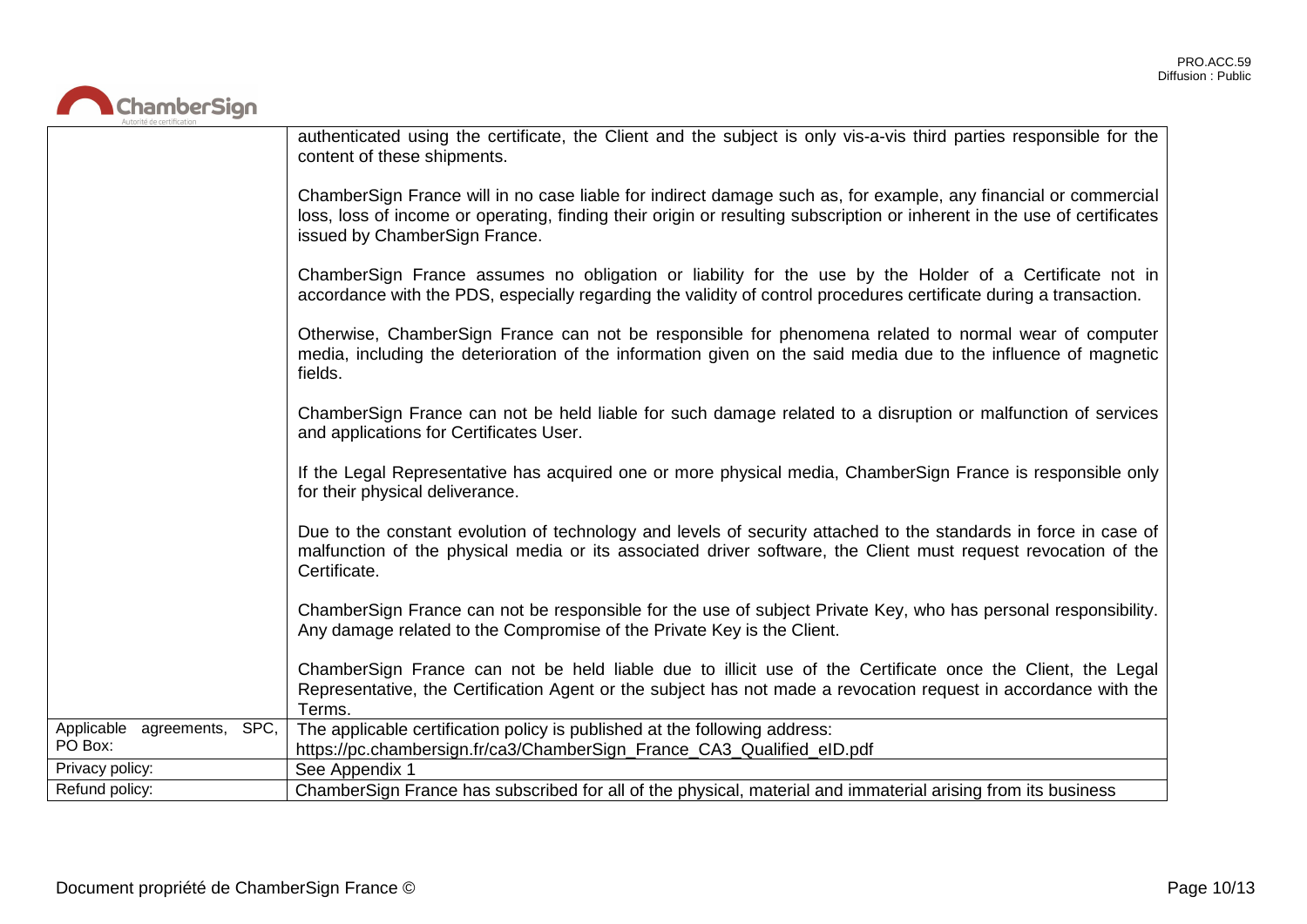| | |
|---|---|
| | authenticated using the certificate, the Client and the subject is only vis-a-vis third parties responsible for the content of these shipments.<br><br>ChamberSign France will in no case liable for indirect damage such as, for example, any financial or commercial loss, loss of income or operating, finding their origin or resulting subscription or inherent in the use of certificates issued by ChamberSign France.<br><br>ChamberSign France assumes no obligation or liability for the use by the Holder of a Certificate not in accordance with the PDS, especially regarding the validity of control procedures certificate during a transaction.<br><br>Otherwise, ChamberSign France can not be responsible for phenomena related to normal wear of computer media, including the deterioration of the information given on the said media due to the influence of magnetic fields.<br><br>ChamberSign France can not be held liable for such damage related to a disruption or malfunction of services and applications for Certificates User.<br><br>If the Legal Representative has acquired one or more physical media, ChamberSign France is responsible only for their physical deliverance.<br><br>Due to the constant evolution of technology and levels of security attached to the standards in force in case of malfunction of the physical media or its associated driver software, the Client must request revocation of the Certificate.<br><br>ChamberSign France can not be responsible for the use of subject Private Key, who has personal responsibility. Any damage related to the Compromise of the Private Key is the Client.<br><br>ChamberSign France can not be held liable due to illicit use of the Certificate once the Client, the Legal Representative, the Certification Agent or the subject has not made a revocation request in accordance with the Terms. |
| Applicable agreements, SPC, PO Box: | The applicable certification policy is published at the following address:<br>https://pc.chambersign.fr/ca3/ChamberSign_France_CA3_Qualified_eID.pdf |
| Privacy policy: | See Appendix 1 |
| Refund policy: | ChamberSign France has subscribed for all of the physical, material and immaterial arising from its business |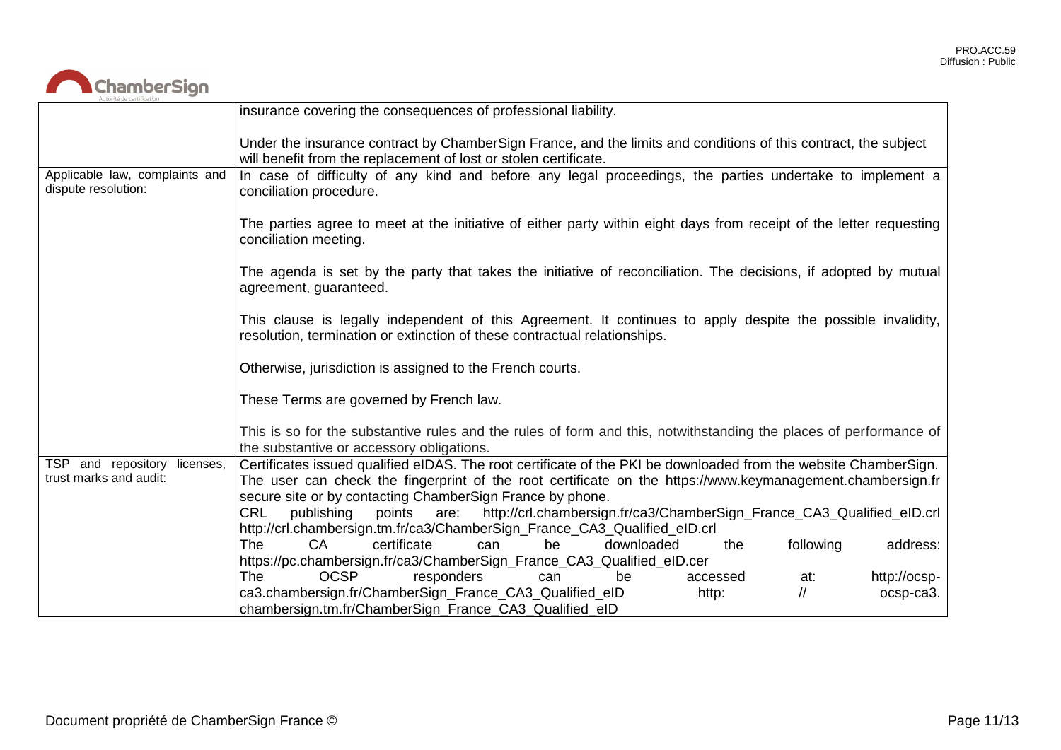| | |
|---|---|
| | insurance covering the consequences of professional liability.<br><br>Under the insurance contract by ChamberSign France, and the limits and conditions of this contract, the subject will benefit from the replacement of lost or stolen certificate. |
| Applicable law, complaints and dispute resolution: | In case of difficulty of any kind and before any legal proceedings, the parties undertake to implement a conciliation procedure.<br><br>The parties agree to meet at the initiative of either party within eight days from receipt of the letter requesting conciliation meeting.<br><br>The agenda is set by the party that takes the initiative of reconciliation. The decisions, if adopted by mutual agreement, guaranteed.<br><br>This clause is legally independent of this Agreement. It continues to apply despite the possible invalidity, resolution, termination or extinction of these contractual relationships.<br><br>Otherwise, jurisdiction is assigned to the French courts.<br><br>These Terms are governed by French law.<br><br>This is so for the substantive rules and the rules of form and this, notwithstanding the places of performance of the substantive or accessory obligations. |
| TSP and repository licenses, trust marks and audit: | Certificates issued qualified eIDAS. The root certificate of the PKI be downloaded from the website ChamberSign. The user can check the fingerprint of the root certificate on the https://www.keymanagement.chambersign.fr secure site or by contacting ChamberSign France by phone.<br>CRL publishing points are: http://crl.chambersign.fr/ca3/ChamberSign_France_CA3_Qualified_eID.crl http://crl.chambersign.tm.fr/ca3/ChamberSign_France_CA3_Qualified_eID.crl<br>The CA certificate can be downloaded the following address: https://pc.chambersign.fr/ca3/ChamberSign_France_CA3_Qualified_eID.cer<br>The OCSP responders can be accessed at: http://ocsp-ca3.chambersign.fr/ChamberSign_France_CA3_Qualified_eID http: // ocsp-ca3. chambersign.tm.fr/ChamberSign_France_CA3_Qualified_eID |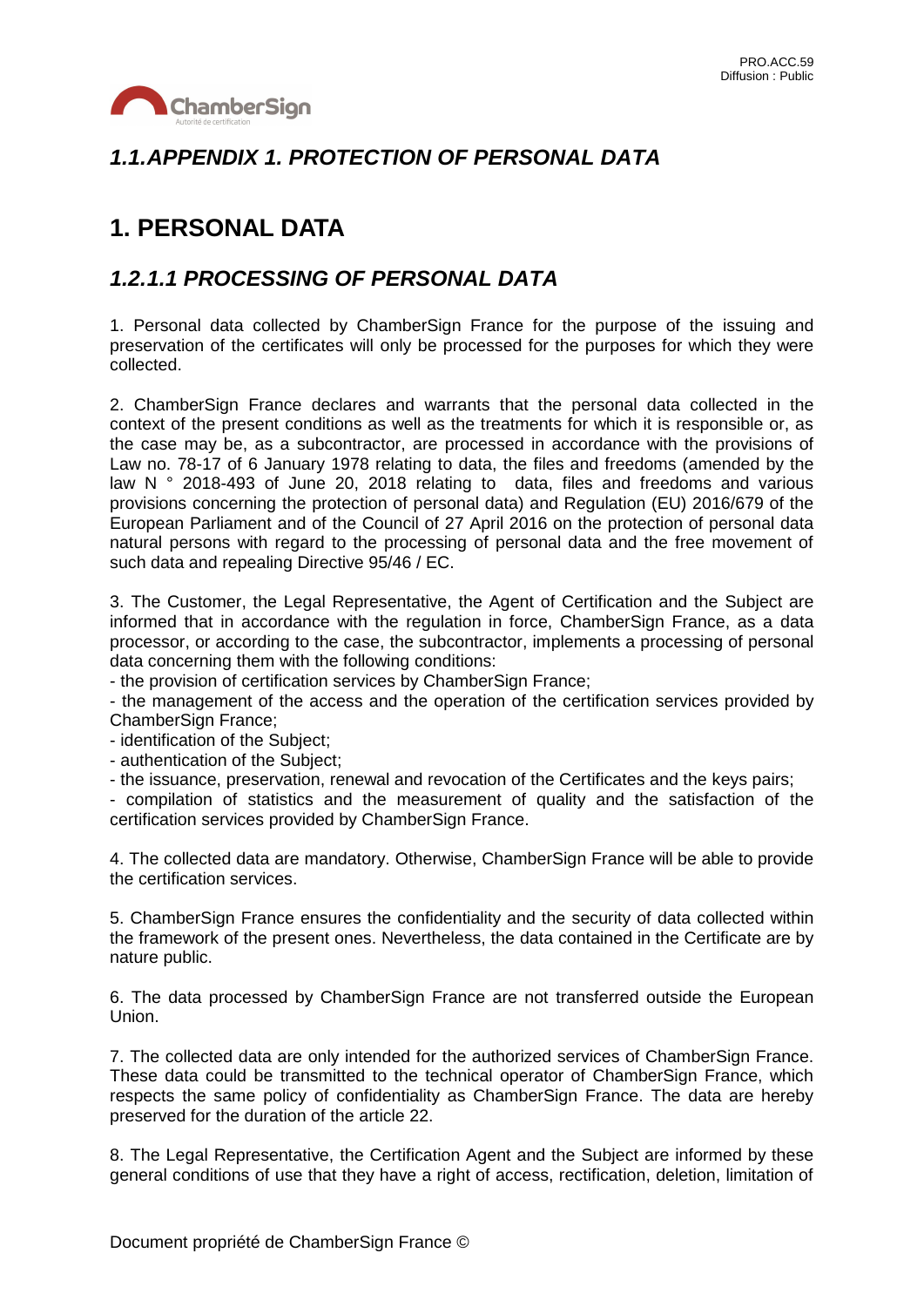## *1.1.APPENDIX 1. PROTECTION OF PERSONAL DATA*

# 1. PERSONAL DATA

## *1.2.1.1 PROCESSING OF PERSONAL DATA*

1. Personal data collected by ChamberSign France for the purpose of the issuing and preservation of the certificates will only be processed for the purposes for which they were collected.

2. ChamberSign France declares and warrants that the personal data collected in the context of the present conditions as well as the treatments for which it is responsible or, as the case may be, as a subcontractor, are processed in accordance with the provisions of Law no. 78-17 of 6 January 1978 relating to data, the files and freedoms (amended by the law N ° 2018-493 of June 20, 2018 relating to data, files and freedoms and various provisions concerning the protection of personal data) and Regulation (EU) 2016/679 of the European Parliament and of the Council of 27 April 2016 on the protection of personal data natural persons with regard to the processing of personal data and the free movement of such data and repealing Directive 95/46 / EC.

3. The Customer, the Legal Representative, the Agent of Certification and the Subject are informed that in accordance with the regulation in force, ChamberSign France, as a data processor, or according to the case, the subcontractor, implements a processing of personal data concerning them with the following conditions:
- the provision of certification services by ChamberSign France;
- the management of the access and the operation of the certification services provided by ChamberSign France;
- identification of the Subject;
- authentication of the Subject;
- the issuance, preservation, renewal and revocation of the Certificates and the keys pairs;
- compilation of statistics and the measurement of quality and the satisfaction of the certification services provided by ChamberSign France.

4. The collected data are mandatory. Otherwise, ChamberSign France will be able to provide the certification services.

5. ChamberSign France ensures the confidentiality and the security of data collected within the framework of the present ones. Nevertheless, the data contained in the Certificate are by nature public.

6. The data processed by ChamberSign France are not transferred outside the European Union.

7. The collected data are only intended for the authorized services of ChamberSign France. These data could be transmitted to the technical operator of ChamberSign France, which respects the same policy of confidentiality as ChamberSign France. The data are hereby preserved for the duration of the article 22.

8. The Legal Representative, the Certification Agent and the Subject are informed by these general conditions of use that they have a right of access, rectification, deletion, limitation of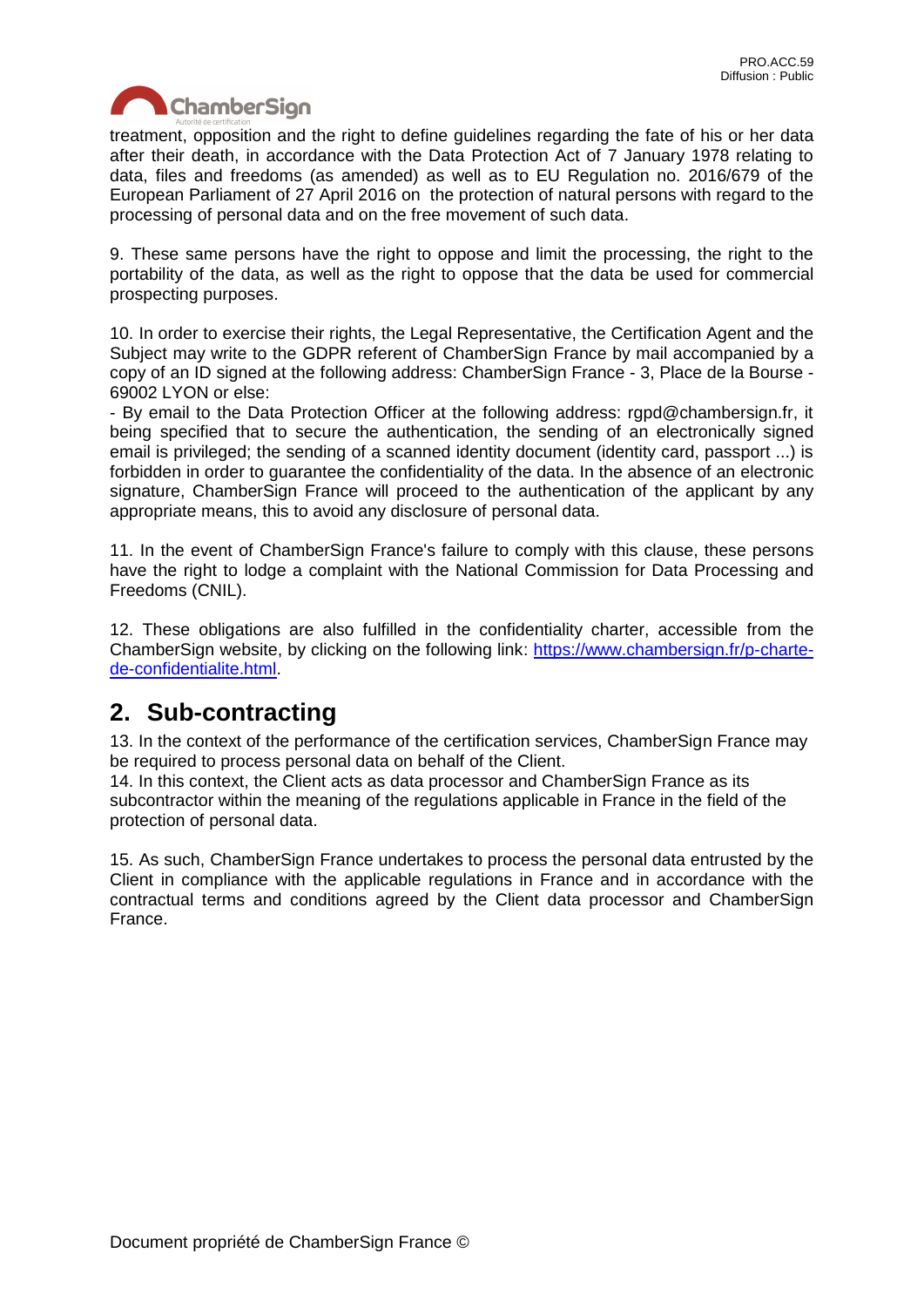treatment, opposition and the right to define guidelines regarding the fate of his or her data after their death, in accordance with the Data Protection Act of 7 January 1978 relating to data, files and freedoms (as amended) as well as to EU Regulation no. 2016/679 of the European Parliament of 27 April 2016 on the protection of natural persons with regard to the processing of personal data and on the free movement of such data.

9. These same persons have the right to oppose and limit the processing, the right to the portability of the data, as well as the right to oppose that the data be used for commercial prospecting purposes.

10. In order to exercise their rights, the Legal Representative, the Certification Agent and the Subject may write to the GDPR referent of ChamberSign France by mail accompanied by a copy of an ID signed at the following address: ChamberSign France - 3, Place de la Bourse - 69002 LYON or else:
- By email to the Data Protection Officer at the following address: rgpd@chambersign.fr, it being specified that to secure the authentication, the sending of an electronically signed email is privileged; the sending of a scanned identity document (identity card, passport ...) is forbidden in order to guarantee the confidentiality of the data. In the absence of an electronic signature, ChamberSign France will proceed to the authentication of the applicant by any appropriate means, this to avoid any disclosure of personal data.

11. In the event of ChamberSign France's failure to comply with this clause, these persons have the right to lodge a complaint with the National Commission for Data Processing and Freedoms (CNIL).

12. These obligations are also fulfilled in the confidentiality charter, accessible from the ChamberSign website, by clicking on the following link: [https://www.chambersign.fr/p-charte-de-confidentialite.html](https://www.chambersign.fr/p-charte-de-confidentialite.html).

## 2. Sub-contracting

13. In the context of the performance of the certification services, ChamberSign France may be required to process personal data on behalf of the Client.
14. In this context, the Client acts as data processor and ChamberSign France as its subcontractor within the meaning of the regulations applicable in France in the field of the protection of personal data.

15. As such, ChamberSign France undertakes to process the personal data entrusted by the Client in compliance with the applicable regulations in France and in accordance with the contractual terms and conditions agreed by the Client data processor and ChamberSign France.